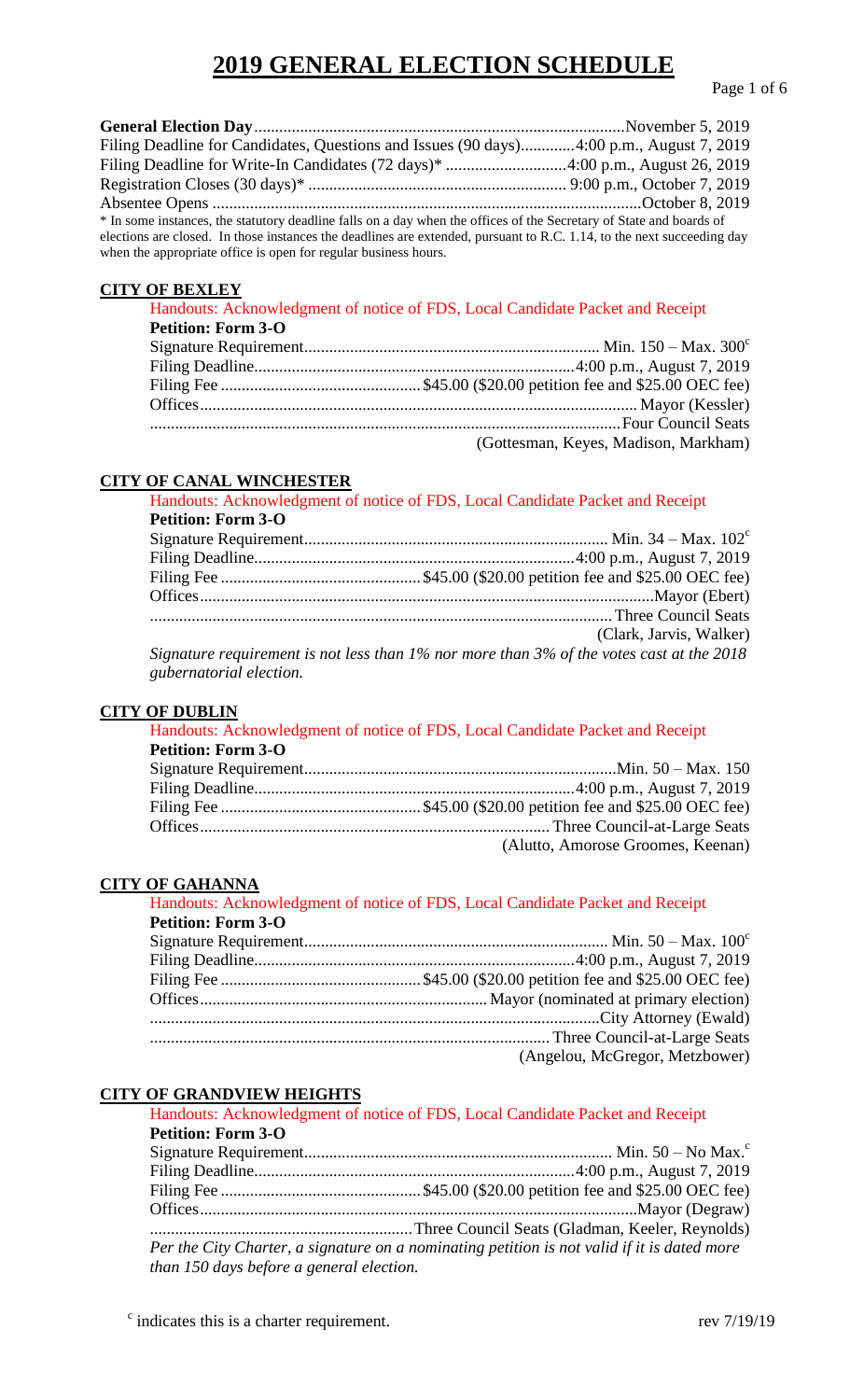# 2019 GENERAL ELECTION SCHEDULE

**General Election Day** .......................................................................................... November 5, 2019
Filing Deadline for Candidates, Questions and Issues (90 days) ............. 4:00 p.m., August 7, 2019
Filing Deadline for Write-In Candidates (72 days)* ............................. 4:00 p.m., August 26, 2019
Registration Closes (30 days)* ............................................................ 9:00 p.m., October 7, 2019
Absentee Opens ............................................................................................ October 8, 2019

\* In some instances, the statutory deadline falls on a day when the offices of the Secretary of State and boards of elections are closed. In those instances the deadlines are extended, pursuant to R.C. 1.14, to the next succeeding day when the appropriate office is open for regular business hours.

## CITY OF BEXLEY

Handouts: Acknowledgment of notice of FDS, Local Candidate Packet and Receipt

**Petition: Form 3-O**

Signature Requirement ........................................................ Min. 150 – Max. 300[c]
Filing Deadline ................................................................ 4:00 p.m., August 7, 2019
Filing Fee ................................................ $45.00 ($20.00 petition fee and $25.00 OEC fee)
Offices ........................................................................................ Mayor (Kessler)
................................................................................................ Four Council Seats
(Gottesman, Keyes, Madison, Markham)

## CITY OF CANAL WINCHESTER

Handouts: Acknowledgment of notice of FDS, Local Candidate Packet and Receipt

**Petition: Form 3-O**

Signature Requirement ........................................................ Min. 34 – Max. 102[c]
Filing Deadline ................................................................ 4:00 p.m., August 7, 2019
Filing Fee ................................................ $45.00 ($20.00 petition fee and $25.00 OEC fee)
Offices .......................................................................................... Mayor (Ebert)
.............................................................................................. Three Council Seats
(Clark, Jarvis, Walker)

*Signature requirement is not less than 1% nor more than 3% of the votes cast at the 2018 gubernatorial election.*

## CITY OF DUBLIN

Handouts: Acknowledgment of notice of FDS, Local Candidate Packet and Receipt

**Petition: Form 3-O**

Signature Requirement ........................................................... Min. 50 – Max. 150
Filing Deadline ................................................................ 4:00 p.m., August 7, 2019
Filing Fee ................................................ $45.00 ($20.00 petition fee and $25.00 OEC fee)
Offices .................................................................... Three Council-at-Large Seats
(Alutto, Amorose Groomes, Keenan)

## CITY OF GAHANNA

Handouts: Acknowledgment of notice of FDS, Local Candidate Packet and Receipt

**Petition: Form 3-O**

Signature Requirement ........................................................ Min. 50 – Max. 100[c]
Filing Deadline ................................................................ 4:00 p.m., August 7, 2019
Filing Fee ................................................ $45.00 ($20.00 petition fee and $25.00 OEC fee)
Offices ................................................................ Mayor (nominated at primary election)
.......................................................................................... City Attorney (Ewald)
.............................................................................. Three Council-at-Large Seats
(Angelou, McGregor, Metzbower)

## CITY OF GRANDVIEW HEIGHTS

Handouts: Acknowledgment of notice of FDS, Local Candidate Packet and Receipt

**Petition: Form 3-O**

Signature Requirement ......................................................... Min. 50 – No Max.[c]
Filing Deadline ................................................................ 4:00 p.m., August 7, 2019
Filing Fee ................................................ $45.00 ($20.00 petition fee and $25.00 OEC fee)
Offices ........................................................................................ Mayor (Degraw)
.............................................................. Three Council Seats (Gladman, Keeler, Reynolds)

*Per the City Charter, a signature on a nominating petition is not valid if it is dated more than 150 days before a general election.*

[c] indicates this is a charter requirement.

rev 7/19/19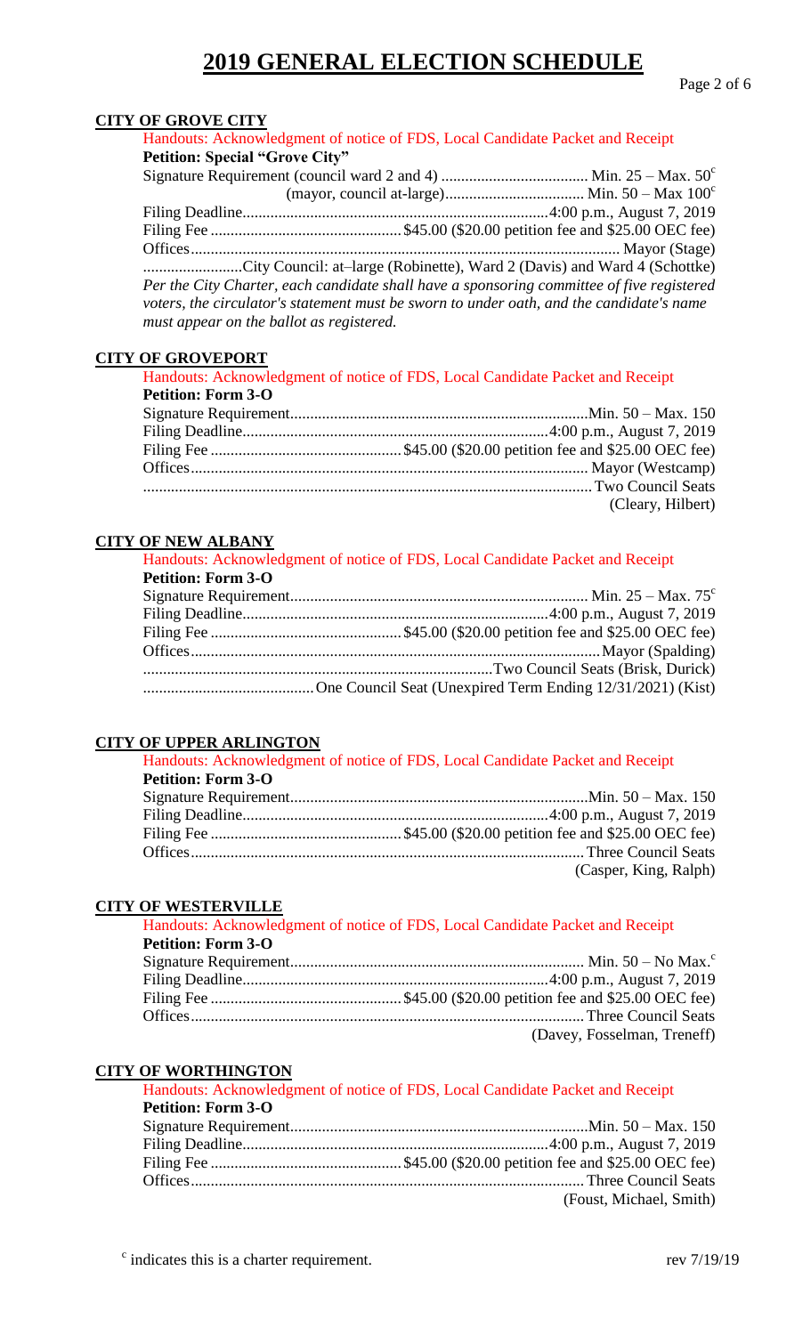# 2019 GENERAL ELECTION SCHEDULE

## CITY OF GROVE CITY

Handouts: Acknowledgment of notice of FDS, Local Candidate Packet and Receipt

**Petition: Special "Grove City"**

| | |
|---|---|
| Signature Requirement (council ward 2 and 4) | Min. 25 – Max. 50[c] |
| (mayor, council at-large) | Min. 50 – Max 100[c] |
| Filing Deadline | 4:00 p.m., August 7, 2019 |
| Filing Fee | $45.00 ($20.00 petition fee and $25.00 OEC fee) |
| Offices | Mayor (Stage) |
| | City Council: at–large (Robinette), Ward 2 (Davis) and Ward 4 (Schottke) |

*Per the City Charter, each candidate shall have a sponsoring committee of five registered voters, the circulator's statement must be sworn to under oath, and the candidate's name must appear on the ballot as registered.*

## CITY OF GROVEPORT

Handouts: Acknowledgment of notice of FDS, Local Candidate Packet and Receipt

**Petition: Form 3-O**

| | |
|---|---|
| Signature Requirement | Min. 50 – Max. 150 |
| Filing Deadline | 4:00 p.m., August 7, 2019 |
| Filing Fee | $45.00 ($20.00 petition fee and $25.00 OEC fee) |
| Offices | Mayor (Westcamp) |
| | Two Council Seats (Cleary, Hilbert) |

## CITY OF NEW ALBANY

Handouts: Acknowledgment of notice of FDS, Local Candidate Packet and Receipt

**Petition: Form 3-O**

| | |
|---|---|
| Signature Requirement | Min. 25 – Max. 75[c] |
| Filing Deadline | 4:00 p.m., August 7, 2019 |
| Filing Fee | $45.00 ($20.00 petition fee and $25.00 OEC fee) |
| Offices | Mayor (Spalding) |
| | Two Council Seats (Brisk, Durick) |
| | One Council Seat (Unexpired Term Ending 12/31/2021) (Kist) |

## CITY OF UPPER ARLINGTON

Handouts: Acknowledgment of notice of FDS, Local Candidate Packet and Receipt

**Petition: Form 3-O**

| | |
|---|---|
| Signature Requirement | Min. 50 – Max. 150 |
| Filing Deadline | 4:00 p.m., August 7, 2019 |
| Filing Fee | $45.00 ($20.00 petition fee and $25.00 OEC fee) |
| Offices | Three Council Seats (Casper, King, Ralph) |

## CITY OF WESTERVILLE

Handouts: Acknowledgment of notice of FDS, Local Candidate Packet and Receipt

**Petition: Form 3-O**

| | |
|---|---|
| Signature Requirement | Min. 50 – No Max.[c] |
| Filing Deadline | 4:00 p.m., August 7, 2019 |
| Filing Fee | $45.00 ($20.00 petition fee and $25.00 OEC fee) |
| Offices | Three Council Seats (Davey, Fosselman, Treneff) |

## CITY OF WORTHINGTON

Handouts: Acknowledgment of notice of FDS, Local Candidate Packet and Receipt

**Petition: Form 3-O**

| | |
|---|---|
| Signature Requirement | Min. 50 – Max. 150 |
| Filing Deadline | 4:00 p.m., August 7, 2019 |
| Filing Fee | $45.00 ($20.00 petition fee and $25.00 OEC fee) |
| Offices | Three Council Seats (Foust, Michael, Smith) |

[c] indicates this is a charter requirement.

rev 7/19/19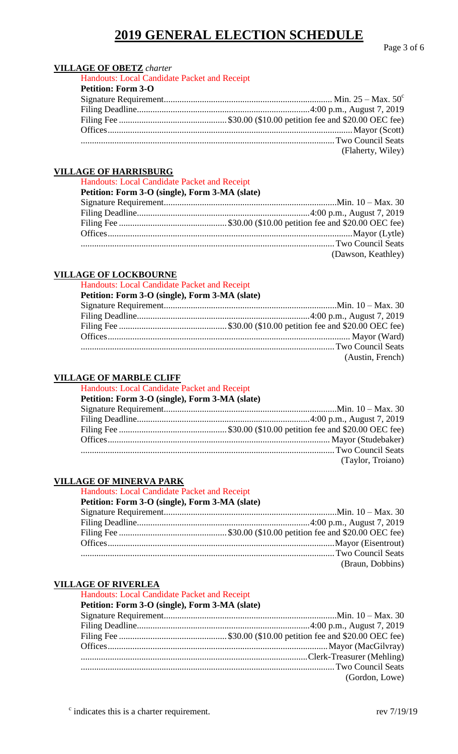# 2019 GENERAL ELECTION SCHEDULE

**VILLAGE OF OBETZ** *charter*

Handouts: Local Candidate Packet and Receipt

**Petition: Form 3-O**

Signature Requirement.......... Min. 25 – Max. 50[c]
Filing Deadline.......... 4:00 p.m., August 7, 2019
Filing Fee.......... $30.00 ($10.00 petition fee and $20.00 OEC fee)
Offices.......... Mayor (Scott)
.......... Two Council Seats
(Flaherty, Wiley)

**VILLAGE OF HARRISBURG**

Handouts: Local Candidate Packet and Receipt

**Petition: Form 3-O (single), Form 3-MA (slate)**

Signature Requirement.......... Min. 10 – Max. 30
Filing Deadline.......... 4:00 p.m., August 7, 2019
Filing Fee.......... $30.00 ($10.00 petition fee and $20.00 OEC fee)
Offices.......... Mayor (Lytle)
.......... Two Council Seats
(Dawson, Keathley)

**VILLAGE OF LOCKBOURNE**

Handouts: Local Candidate Packet and Receipt

**Petition: Form 3-O (single), Form 3-MA (slate)**

Signature Requirement.......... Min. 10 – Max. 30
Filing Deadline.......... 4:00 p.m., August 7, 2019
Filing Fee.......... $30.00 ($10.00 petition fee and $20.00 OEC fee)
Offices.......... Mayor (Ward)
.......... Two Council Seats
(Austin, French)

**VILLAGE OF MARBLE CLIFF**

Handouts: Local Candidate Packet and Receipt

**Petition: Form 3-O (single), Form 3-MA (slate)**

Signature Requirement.......... Min. 10 – Max. 30
Filing Deadline.......... 4:00 p.m., August 7, 2019
Filing Fee.......... $30.00 ($10.00 petition fee and $20.00 OEC fee)
Offices.......... Mayor (Studebaker)
.......... Two Council Seats
(Taylor, Troiano)

**VILLAGE OF MINERVA PARK**

Handouts: Local Candidate Packet and Receipt

**Petition: Form 3-O (single), Form 3-MA (slate)**

Signature Requirement.......... Min. 10 – Max. 30
Filing Deadline.......... 4:00 p.m., August 7, 2019
Filing Fee.......... $30.00 ($10.00 petition fee and $20.00 OEC fee)
Offices.......... Mayor (Eisentrout)
.......... Two Council Seats
(Braun, Dobbins)

**VILLAGE OF RIVERLEA**

Handouts: Local Candidate Packet and Receipt

**Petition: Form 3-O (single), Form 3-MA (slate)**

Signature Requirement.......... Min. 10 – Max. 30
Filing Deadline.......... 4:00 p.m., August 7, 2019
Filing Fee.......... $30.00 ($10.00 petition fee and $20.00 OEC fee)
Offices.......... Mayor (MacGilvray)
.......... Clerk-Treasurer (Mehling)
.......... Two Council Seats
(Gordon, Lowe)

[c] indicates this is a charter requirement.

rev 7/19/19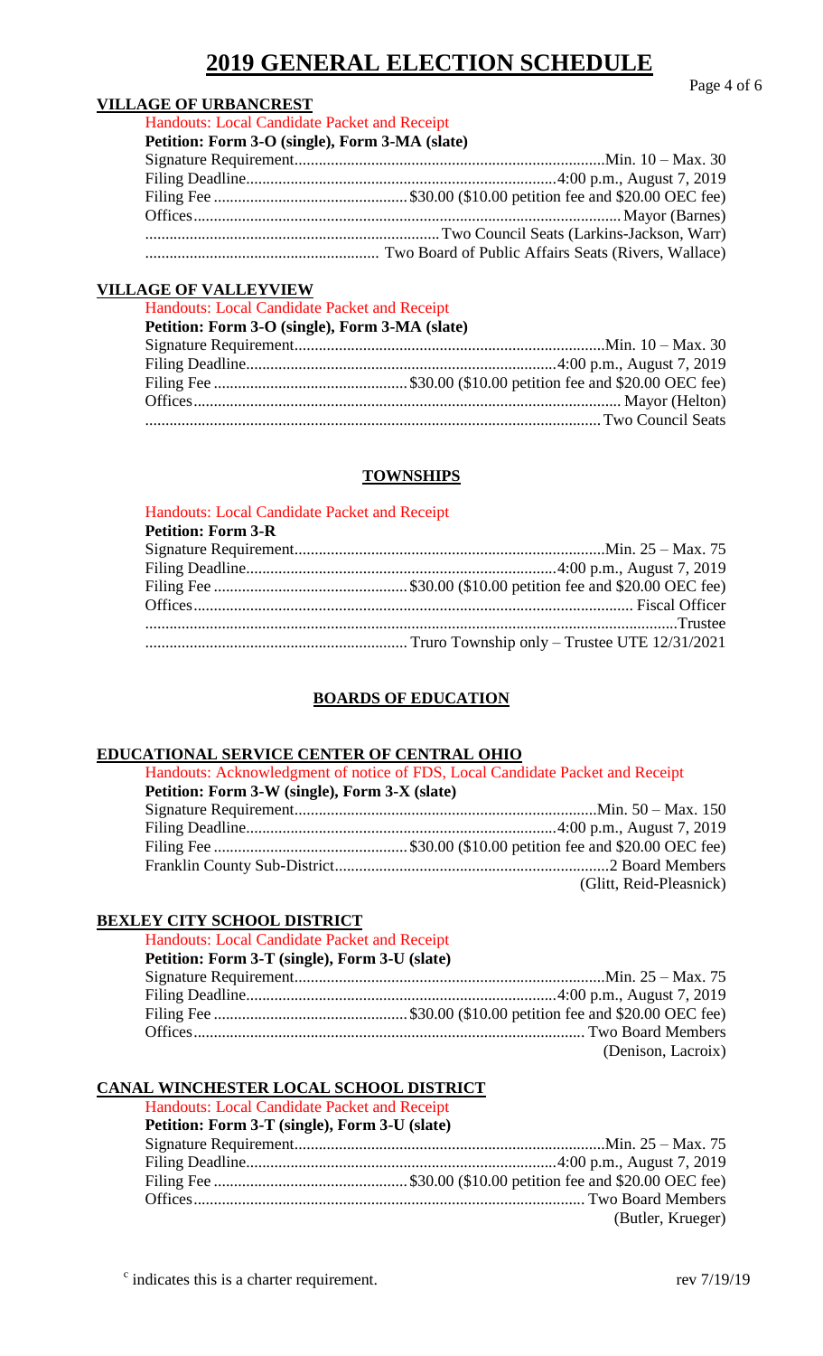# 2019 GENERAL ELECTION SCHEDULE

### VILLAGE OF URBANCREST

Handouts: Local Candidate Packet and Receipt

**Petition: Form 3-O (single), Form 3-MA (slate)**

Signature Requirement....................Min. 10 – Max. 30
Filing Deadline....................4:00 p.m., August 7, 2019
Filing Fee....................$30.00 ($10.00 petition fee and $20.00 OEC fee)
Offices....................Mayor (Barnes)
....................Two Council Seats (Larkins-Jackson, Warr)
....................Two Board of Public Affairs Seats (Rivers, Wallace)

### VILLAGE OF VALLEYVIEW

Handouts: Local Candidate Packet and Receipt

**Petition: Form 3-O (single), Form 3-MA (slate)**

Signature Requirement....................Min. 10 – Max. 30
Filing Deadline....................4:00 p.m., August 7, 2019
Filing Fee....................$30.00 ($10.00 petition fee and $20.00 OEC fee)
Offices....................Mayor (Helton)
....................Two Council Seats

## TOWNSHIPS

Handouts: Local Candidate Packet and Receipt

**Petition: Form 3-R**

Signature Requirement....................Min. 25 – Max. 75
Filing Deadline....................4:00 p.m., August 7, 2019
Filing Fee....................$30.00 ($10.00 petition fee and $20.00 OEC fee)
Offices....................Fiscal Officer
....................Trustee
....................Truro Township only – Trustee UTE 12/31/2021

## BOARDS OF EDUCATION

### EDUCATIONAL SERVICE CENTER OF CENTRAL OHIO

Handouts: Acknowledgment of notice of FDS, Local Candidate Packet and Receipt

**Petition: Form 3-W (single), Form 3-X (slate)**

Signature Requirement....................Min. 50 – Max. 150
Filing Deadline....................4:00 p.m., August 7, 2019
Filing Fee....................$30.00 ($10.00 petition fee and $20.00 OEC fee)
Franklin County Sub-District....................2 Board Members
(Glitt, Reid-Pleasnick)

### BEXLEY CITY SCHOOL DISTRICT

Handouts: Local Candidate Packet and Receipt

**Petition: Form 3-T (single), Form 3-U (slate)**

Signature Requirement....................Min. 25 – Max. 75
Filing Deadline....................4:00 p.m., August 7, 2019
Filing Fee....................$30.00 ($10.00 petition fee and $20.00 OEC fee)
Offices....................Two Board Members
(Denison, Lacroix)

### CANAL WINCHESTER LOCAL SCHOOL DISTRICT

Handouts: Local Candidate Packet and Receipt

**Petition: Form 3-T (single), Form 3-U (slate)**

Signature Requirement....................Min. 25 – Max. 75
Filing Deadline....................4:00 p.m., August 7, 2019
Filing Fee....................$30.00 ($10.00 petition fee and $20.00 OEC fee)
Offices....................Two Board Members
(Butler, Krueger)

[c] indicates this is a charter requirement.

rev 7/19/19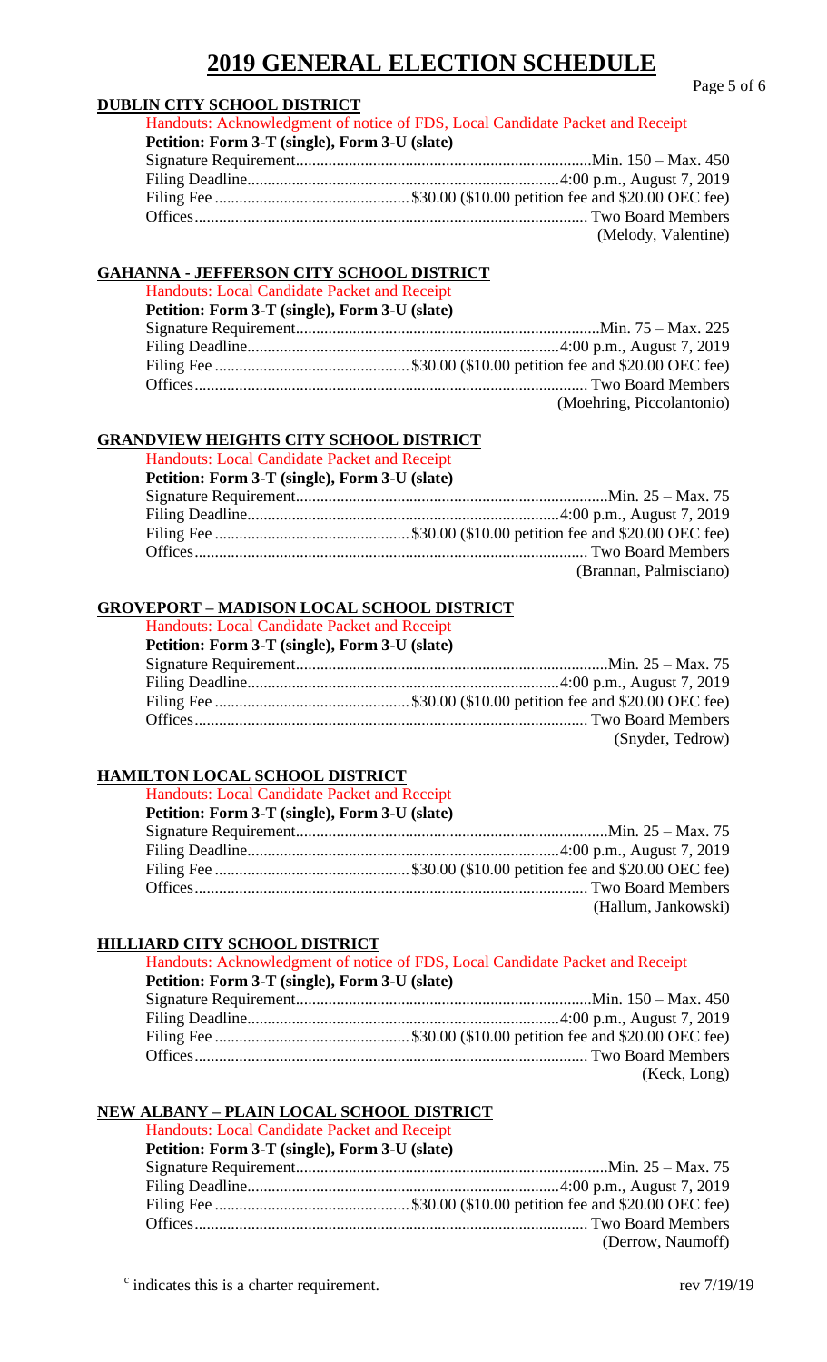# 2019 GENERAL ELECTION SCHEDULE

## DUBLIN CITY SCHOOL DISTRICT

Handouts: Acknowledgment of notice of FDS, Local Candidate Packet and Receipt

**Petition: Form 3-T (single), Form 3-U (slate)**

Signature Requirement........................................................................Min. 150 – Max. 450
Filing Deadline............................................................................4:00 p.m., August 7, 2019
Filing Fee ................................................ $30.00 ($10.00 petition fee and $20.00 OEC fee)
Offices.................................................................................................. Two Board Members
(Melody, Valentine)

## GAHANNA - JEFFERSON CITY SCHOOL DISTRICT

Handouts: Local Candidate Packet and Receipt

**Petition: Form 3-T (single), Form 3-U (slate)**

Signature Requirement..........................................................................Min. 75 – Max. 225
Filing Deadline............................................................................4:00 p.m., August 7, 2019
Filing Fee ................................................ $30.00 ($10.00 petition fee and $20.00 OEC fee)
Offices.................................................................................................. Two Board Members
(Moehring, Piccolantonio)

## GRANDVIEW HEIGHTS CITY SCHOOL DISTRICT

Handouts: Local Candidate Packet and Receipt

**Petition: Form 3-T (single), Form 3-U (slate)**

Signature Requirement............................................................................Min. 25 – Max. 75
Filing Deadline............................................................................4:00 p.m., August 7, 2019
Filing Fee ................................................ $30.00 ($10.00 petition fee and $20.00 OEC fee)
Offices.................................................................................................. Two Board Members
(Brannan, Palmisciano)

## GROVEPORT – MADISON LOCAL SCHOOL DISTRICT

Handouts: Local Candidate Packet and Receipt

**Petition: Form 3-T (single), Form 3-U (slate)**

Signature Requirement............................................................................Min. 25 – Max. 75
Filing Deadline............................................................................4:00 p.m., August 7, 2019
Filing Fee ................................................ $30.00 ($10.00 petition fee and $20.00 OEC fee)
Offices.................................................................................................. Two Board Members
(Snyder, Tedrow)

## HAMILTON LOCAL SCHOOL DISTRICT

Handouts: Local Candidate Packet and Receipt

**Petition: Form 3-T (single), Form 3-U (slate)**

Signature Requirement............................................................................Min. 25 – Max. 75
Filing Deadline............................................................................4:00 p.m., August 7, 2019
Filing Fee ................................................ $30.00 ($10.00 petition fee and $20.00 OEC fee)
Offices.................................................................................................. Two Board Members
(Hallum, Jankowski)

## HILLIARD CITY SCHOOL DISTRICT

Handouts: Acknowledgment of notice of FDS, Local Candidate Packet and Receipt

**Petition: Form 3-T (single), Form 3-U (slate)**

Signature Requirement........................................................................Min. 150 – Max. 450
Filing Deadline............................................................................4:00 p.m., August 7, 2019
Filing Fee ................................................ $30.00 ($10.00 petition fee and $20.00 OEC fee)
Offices.................................................................................................. Two Board Members
(Keck, Long)

## NEW ALBANY – PLAIN LOCAL SCHOOL DISTRICT

Handouts: Local Candidate Packet and Receipt

**Petition: Form 3-T (single), Form 3-U (slate)**

Signature Requirement............................................................................Min. 25 – Max. 75
Filing Deadline............................................................................4:00 p.m., August 7, 2019
Filing Fee ................................................ $30.00 ($10.00 petition fee and $20.00 OEC fee)
Offices.................................................................................................. Two Board Members
(Derrow, Naumoff)

[c] indicates this is a charter requirement.

rev 7/19/19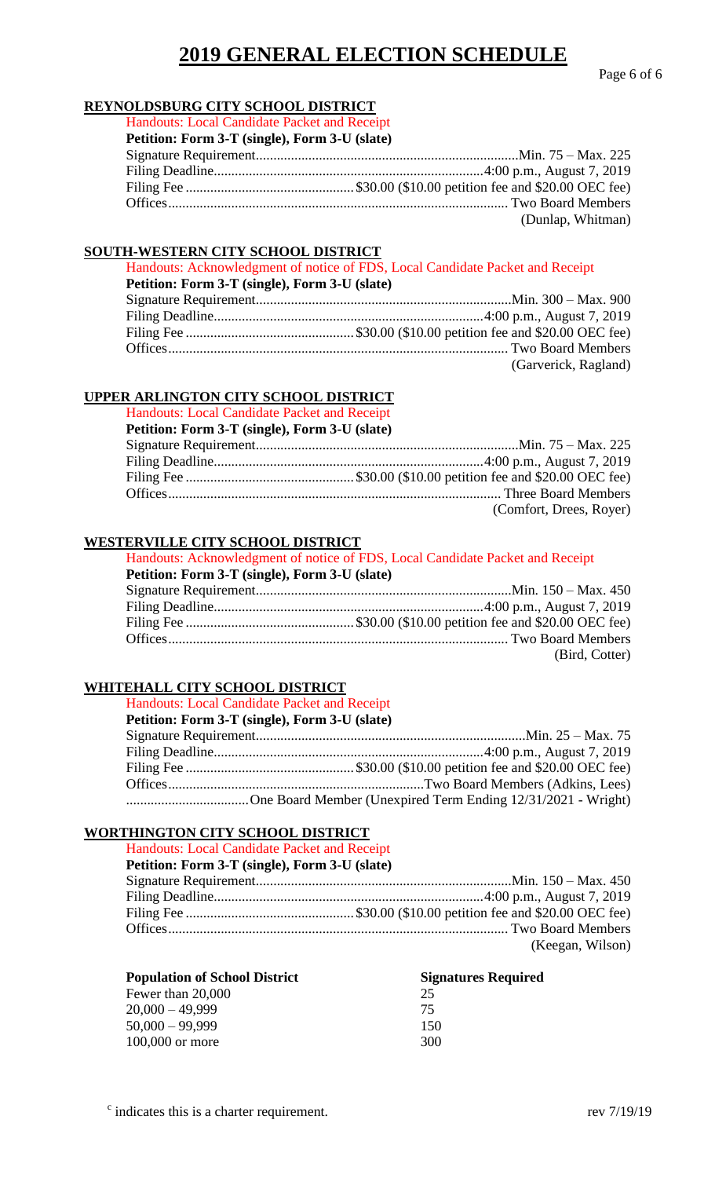# 2019 GENERAL ELECTION SCHEDULE

### REYNOLDSBURG CITY SCHOOL DISTRICT

Handouts: Local Candidate Packet and Receipt

**Petition: Form 3-T (single), Form 3-U (slate)**

Signature Requirement....................Min. 75 – Max. 225
Filing Deadline....................4:00 p.m., August 7, 2019
Filing Fee ....................$30.00 ($10.00 petition fee and $20.00 OEC fee)
Offices....................Two Board Members
(Dunlap, Whitman)

### SOUTH-WESTERN CITY SCHOOL DISTRICT

Handouts: Acknowledgment of notice of FDS, Local Candidate Packet and Receipt

**Petition: Form 3-T (single), Form 3-U (slate)**

Signature Requirement....................Min. 300 – Max. 900
Filing Deadline....................4:00 p.m., August 7, 2019
Filing Fee ....................$30.00 ($10.00 petition fee and $20.00 OEC fee)
Offices....................Two Board Members
(Garverick, Ragland)

### UPPER ARLINGTON CITY SCHOOL DISTRICT

Handouts: Local Candidate Packet and Receipt

**Petition: Form 3-T (single), Form 3-U (slate)**

Signature Requirement....................Min. 75 – Max. 225
Filing Deadline....................4:00 p.m., August 7, 2019
Filing Fee ....................$30.00 ($10.00 petition fee and $20.00 OEC fee)
Offices....................Three Board Members
(Comfort, Drees, Royer)

### WESTERVILLE CITY SCHOOL DISTRICT

Handouts: Acknowledgment of notice of FDS, Local Candidate Packet and Receipt

**Petition: Form 3-T (single), Form 3-U (slate)**

Signature Requirement....................Min. 150 – Max. 450
Filing Deadline....................4:00 p.m., August 7, 2019
Filing Fee ....................$30.00 ($10.00 petition fee and $20.00 OEC fee)
Offices....................Two Board Members
(Bird, Cotter)

### WHITEHALL CITY SCHOOL DISTRICT

Handouts: Local Candidate Packet and Receipt

**Petition: Form 3-T (single), Form 3-U (slate)**

Signature Requirement....................Min. 25 – Max. 75
Filing Deadline....................4:00 p.m., August 7, 2019
Filing Fee ....................$30.00 ($10.00 petition fee and $20.00 OEC fee)
Offices....................Two Board Members (Adkins, Lees)
....................One Board Member (Unexpired Term Ending 12/31/2021 - Wright)

### WORTHINGTON CITY SCHOOL DISTRICT

Handouts: Local Candidate Packet and Receipt

**Petition: Form 3-T (single), Form 3-U (slate)**

Signature Requirement....................Min. 150 – Max. 450
Filing Deadline....................4:00 p.m., August 7, 2019
Filing Fee ....................$30.00 ($10.00 petition fee and $20.00 OEC fee)
Offices....................Two Board Members
(Keegan, Wilson)

| **Population of School District** | **Signatures Required** |
|---|---|
| Fewer than 20,000 | 25 |
| 20,000 – 49,999 | 75 |
| 50,000 – 99,999 | 150 |
| 100,000 or more | 300 |

[c] indicates this is a charter requirement.

rev 7/19/19